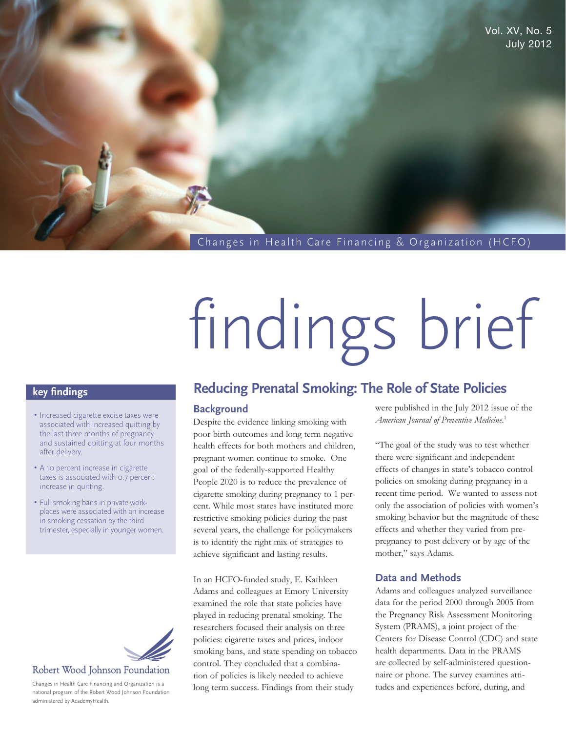Changes in Health Care Financing & Organization (HCFO)

# findings brief

## key findings

- Increased cigarette excise taxes were associated with increased quitting by the last three months of pregnancy and sustained quitting at four months after delivery.
- A 10 percent increase in cigarette taxes is associated with 0.7 percent increase in quitting.
- Full smoking bans in private workplaces were associated with an increase in smoking cessation by the third trimester, especially in younger women.

Robert Wood Johnson Foundation

Changes in Health Care Financing and Organization is a national program of the Robert Wood Johnson Foundation administered by AcademyHealth.

## Reducing Prenatal Smoking: The Role of State Policies

### Background

Despite the evidence linking smoking with poor birth outcomes and long term negative health effects for both mothers and children, pregnant women continue to smoke. One goal of the federally-supported Healthy People 2020 is to reduce the prevalence of cigarette smoking during pregnancy to 1 percent. While most states have instituted more restrictive smoking policies during the past several years, the challenge for policymakers is to identify the right mix of strategies to achieve significant and lasting results.

In an HCFO-funded study, E. Kathleen Adams and colleagues at Emory University examined the role that state policies have played in reducing prenatal smoking. The researchers focused their analysis on three policies: cigarette taxes and prices, indoor smoking bans, and state spending on tobacco control. They concluded that a combination of policies is likely needed to achieve long term success. Findings from their study were published in the July 2012 issue of the *American Journal of Preventive Medicine*.[1]

"The goal of the study was to test whether there were significant and independent effects of changes in state's tobacco control policies on smoking during pregnancy in a recent time period. We wanted to assess not only the association of policies with women's smoking behavior but the magnitude of these effects and whether they varied from pre-pregnancy to post delivery or by age of the mother," says Adams.

### Data and Methods

Adams and colleagues analyzed surveillance data for the period 2000 through 2005 from the Pregnancy Risk Assessment Monitoring System (PRAMS), a joint project of the Centers for Disease Control (CDC) and state health departments. Data in the PRAMS are collected by self-administered questionnaire or phone. The survey examines attitudes and experiences before, during, and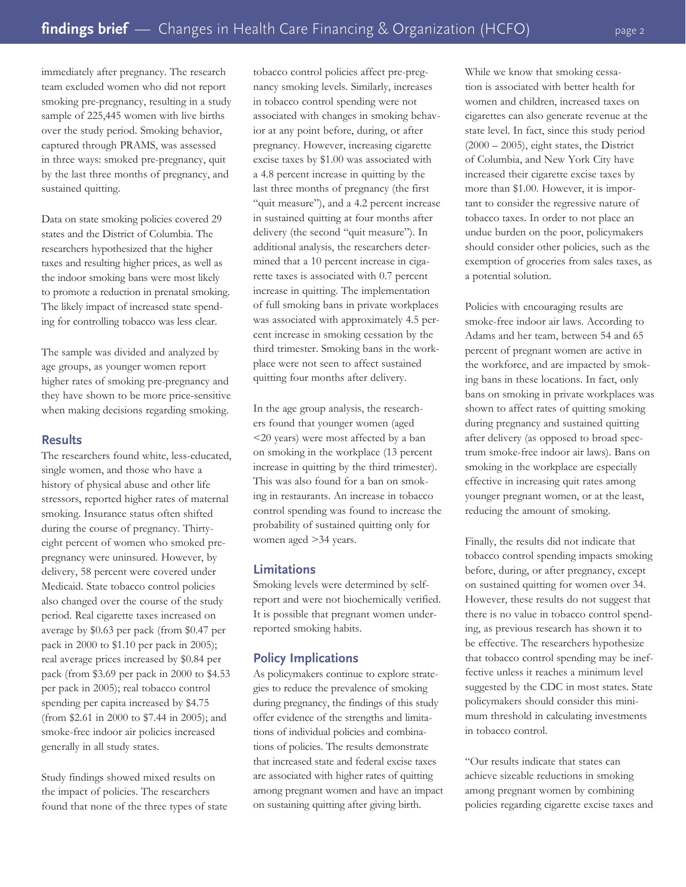immediately after pregnancy. The research team excluded women who did not report smoking pre-pregnancy, resulting in a study sample of 225,445 women with live births over the study period. Smoking behavior, captured through PRAMS, was assessed in three ways: smoked pre-pregnancy, quit by the last three months of pregnancy, and sustained quitting.

Data on state smoking policies covered 29 states and the District of Columbia. The researchers hypothesized that the higher taxes and resulting higher prices, as well as the indoor smoking bans were most likely to promote a reduction in prenatal smoking. The likely impact of increased state spending for controlling tobacco was less clear.

The sample was divided and analyzed by age groups, as younger women report higher rates of smoking pre-pregnancy and they have shown to be more price-sensitive when making decisions regarding smoking.

## Results

The researchers found white, less-educated, single women, and those who have a history of physical abuse and other life stressors, reported higher rates of maternal smoking. Insurance status often shifted during the course of pregnancy. Thirty-eight percent of women who smoked pre-pregnancy were uninsured. However, by delivery, 58 percent were covered under Medicaid. State tobacco control policies also changed over the course of the study period. Real cigarette taxes increased on average by $0.63 per pack (from $0.47 per pack in 2000 to $1.10 per pack in 2005); real average prices increased by $0.84 per pack (from $3.69 per pack in 2000 to $4.53 per pack in 2005); real tobacco control spending per capita increased by $4.75 (from $2.61 in 2000 to $7.44 in 2005); and smoke-free indoor air policies increased generally in all study states.

Study findings showed mixed results on the impact of policies. The researchers found that none of the three types of state tobacco control policies affect pre-pregnancy smoking levels. Similarly, increases in tobacco control spending were not associated with changes in smoking behavior at any point before, during, or after pregnancy. However, increasing cigarette excise taxes by $1.00 was associated with a 4.8 percent increase in quitting by the last three months of pregnancy (the first "quit measure"), and a 4.2 percent increase in sustained quitting at four months after delivery (the second "quit measure"). In additional analysis, the researchers determined that a 10 percent increase in cigarette taxes is associated with 0.7 percent increase in quitting. The implementation of full smoking bans in private workplaces was associated with approximately 4.5 percent increase in smoking cessation by the third trimester. Smoking bans in the workplace were not seen to affect sustained quitting four months after delivery.

In the age group analysis, the researchers found that younger women (aged <20 years) were most affected by a ban on smoking in the workplace (13 percent increase in quitting by the third trimester). This was also found for a ban on smoking in restaurants. An increase in tobacco control spending was found to increase the probability of sustained quitting only for women aged >34 years.

## Limitations

Smoking levels were determined by self-report and were not biochemically verified. It is possible that pregnant women under-reported smoking habits.

## Policy Implications

As policymakers continue to explore strategies to reduce the prevalence of smoking during pregnancy, the findings of this study offer evidence of the strengths and limitations of individual policies and combinations of policies. The results demonstrate that increased state and federal excise taxes are associated with higher rates of quitting among pregnant women and have an impact on sustaining quitting after giving birth.

While we know that smoking cessation is associated with better health for women and children, increased taxes on cigarettes can also generate revenue at the state level. In fact, since this study period (2000 – 2005), eight states, the District of Columbia, and New York City have increased their cigarette excise taxes by more than $1.00. However, it is important to consider the regressive nature of tobacco taxes. In order to not place an undue burden on the poor, policymakers should consider other policies, such as the exemption of groceries from sales taxes, as a potential solution.

Policies with encouraging results are smoke-free indoor air laws. According to Adams and her team, between 54 and 65 percent of pregnant women are active in the workforce, and are impacted by smoking bans in these locations. In fact, only bans on smoking in private workplaces was shown to affect rates of quitting smoking during pregnancy and sustained quitting after delivery (as opposed to broad spectrum smoke-free indoor air laws). Bans on smoking in the workplace are especially effective in increasing quit rates among younger pregnant women, or at the least, reducing the amount of smoking.

Finally, the results did not indicate that tobacco control spending impacts smoking before, during, or after pregnancy, except on sustained quitting for women over 34. However, these results do not suggest that there is no value in tobacco control spending, as previous research has shown it to be effective. The researchers hypothesize that tobacco control spending may be ineffective unless it reaches a minimum level suggested by the CDC in most states. State policymakers should consider this minimum threshold in calculating investments in tobacco control.

"Our results indicate that states can achieve sizeable reductions in smoking among pregnant women by combining policies regarding cigarette excise taxes and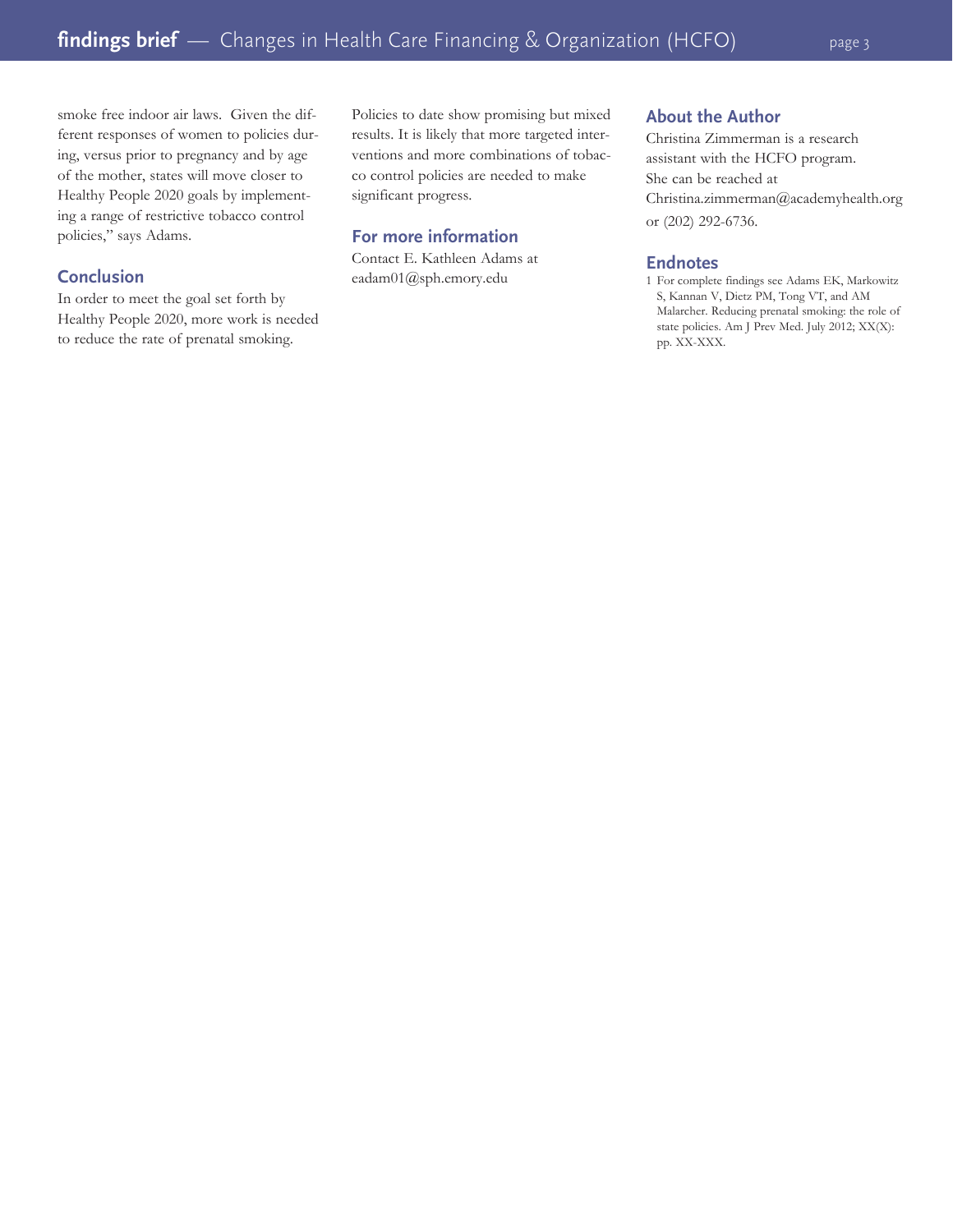smoke free indoor air laws. Given the different responses of women to policies during, versus prior to pregnancy and by age of the mother, states will move closer to Healthy People 2020 goals by implementing a range of restrictive tobacco control policies," says Adams.

## Conclusion

In order to meet the goal set forth by Healthy People 2020, more work is needed to reduce the rate of prenatal smoking. Policies to date show promising but mixed results. It is likely that more targeted interventions and more combinations of tobacco control policies are needed to make significant progress.

## For more information

Contact E. Kathleen Adams at eadam01@sph.emory.edu

## About the Author

Christina Zimmerman is a research assistant with the HCFO program. She can be reached at Christina.zimmerman@academyhealth.org or (202) 292-6736.

## Endnotes

1 For complete findings see Adams EK, Markowitz S, Kannan V, Dietz PM, Tong VT, and AM Malarcher. Reducing prenatal smoking: the role of state policies. Am J Prev Med. July 2012; XX(X): pp. XX-XXX.